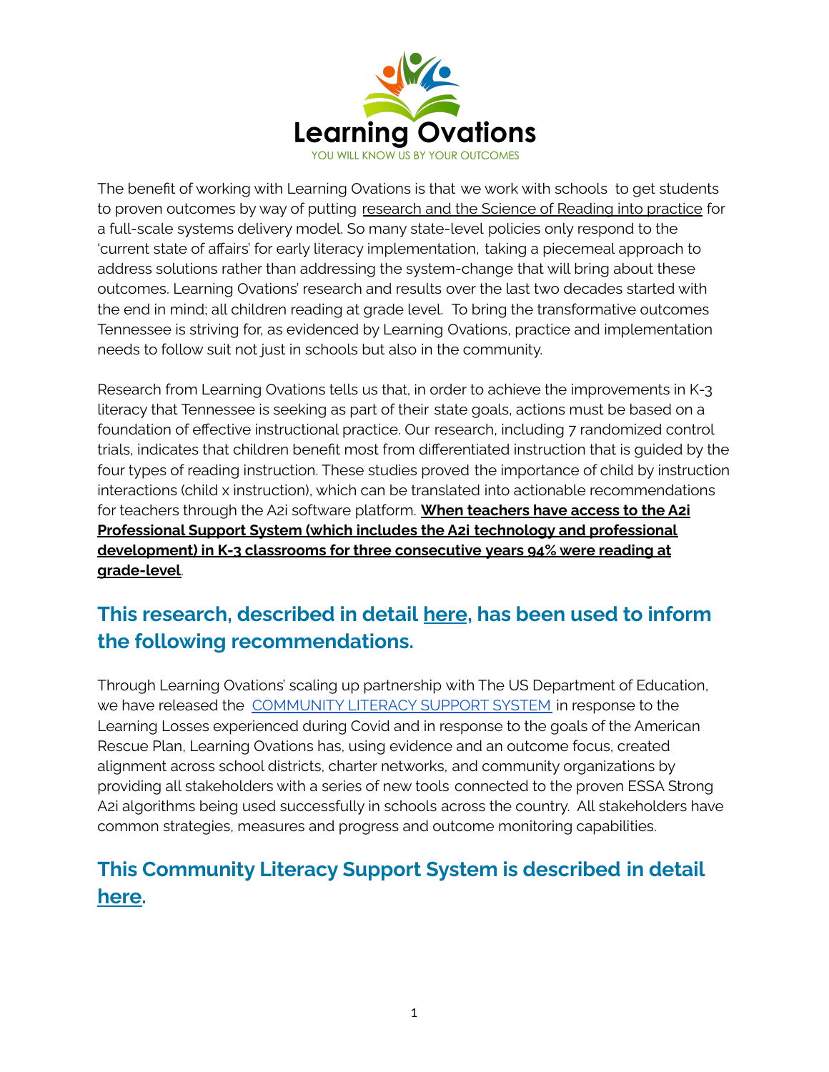Learning Ovations

YOU WILL KNOW US BY YOUR OUTCOMES

The benefit of working with Learning Ovations is that we work with schools to get students to proven outcomes by way of putting research and the Science of Reading into practice for a full-scale systems delivery model. So many state-level policies only respond to the 'current state of affairs' for early literacy implementation, taking a piecemeal approach to address solutions rather than addressing the system-change that will bring about these outcomes. Learning Ovations' research and results over the last two decades started with the end in mind; all children reading at grade level. To bring the transformative outcomes Tennessee is striving for, as evidenced by Learning Ovations, practice and implementation needs to follow suit not just in schools but also in the community.

Research from Learning Ovations tells us that, in order to achieve the improvements in K-3 literacy that Tennessee is seeking as part of their state goals, actions must be based on a foundation of effective instructional practice. Our research, including 7 randomized control trials, indicates that children benefit most from differentiated instruction that is guided by the four types of reading instruction. These studies proved the importance of child by instruction interactions (child x instruction), which can be translated into actionable recommendations for teachers through the A2i software platform. **When teachers have access to the A2i Professional Support System (which includes the A2i technology and professional development) in K-3 classrooms for three consecutive years 94% were reading at grade-level**.

## This research, described in detail here, has been used to inform the following recommendations.

Through Learning Ovations' scaling up partnership with The US Department of Education, we have released the COMMUNITY LITERACY SUPPORT SYSTEM in response to the Learning Losses experienced during Covid and in response to the goals of the American Rescue Plan, Learning Ovations has, using evidence and an outcome focus, created alignment across school districts, charter networks, and community organizations by providing all stakeholders with a series of new tools connected to the proven ESSA Strong A2i algorithms being used successfully in schools across the country. All stakeholders have common strategies, measures and progress and outcome monitoring capabilities.

## This Community Literacy Support System is described in detail here.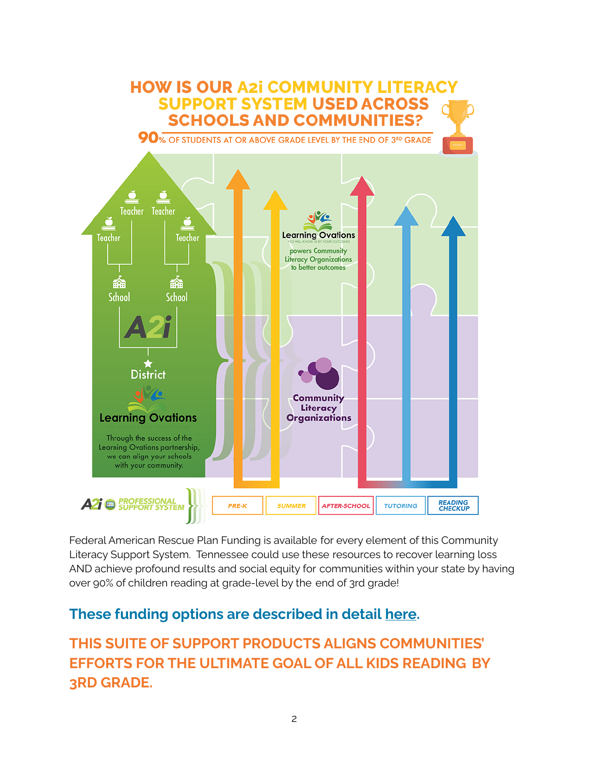# HOW IS OUR A2i COMMUNITY LITERACY SUPPORT SYSTEM USED ACROSS SCHOOLS AND COMMUNITIES?

**90% OF STUDENTS AT OR ABOVE GRADE LEVEL BY THE END OF 3RD GRADE**

Teacher Teacher Teacher Teacher

School School

A2i

District

Learning Ovations

Through the success of the Learning Ovations partnership, we can align your schools with your community.

Learning Ovations powers Community Literacy Organizations to better outcomes

Community Literacy Organizations

A2i PROFESSIONAL SUPPORT SYSTEM | PRE-K | SUMMER | AFTER-SCHOOL | TUTORING | READING CHECKUP

Federal American Rescue Plan Funding is available for every element of this Community Literacy Support System. Tennessee could use these resources to recover learning loss AND achieve profound results and social equity for communities within your state by having over 90% of children reading at grade-level by the end of 3rd grade!

## These funding options are described in detail here.

## THIS SUITE OF SUPPORT PRODUCTS ALIGNS COMMUNITIES' EFFORTS FOR THE ULTIMATE GOAL OF ALL KIDS READING BY 3RD GRADE.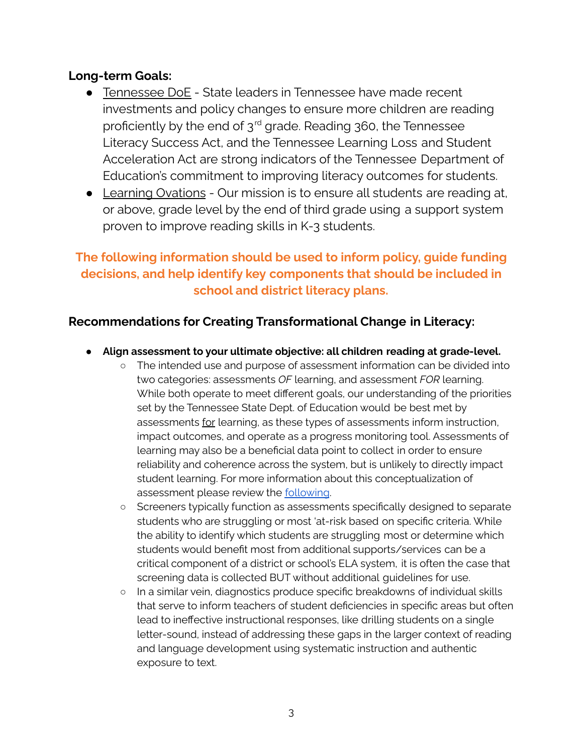**Long-term Goals:**

- Tennessee DoE - State leaders in Tennessee have made recent investments and policy changes to ensure more children are reading proficiently by the end of 3rd grade. Reading 360, the Tennessee Literacy Success Act, and the Tennessee Learning Loss and Student Acceleration Act are strong indicators of the Tennessee Department of Education's commitment to improving literacy outcomes for students.
- Learning Ovations - Our mission is to ensure all students are reading at, or above, grade level by the end of third grade using a support system proven to improve reading skills in K-3 students.

**The following information should be used to inform policy, guide funding decisions, and help identify key components that should be included in school and district literacy plans.**

**Recommendations for Creating Transformational Change in Literacy:**

- **Align assessment to your ultimate objective: all children reading at grade-level.**
  - The intended use and purpose of assessment information can be divided into two categories: assessments *OF* learning, and assessment *FOR* learning. While both operate to meet different goals, our understanding of the priorities set by the Tennessee State Dept. of Education would be best met by assessments for learning, as these types of assessments inform instruction, impact outcomes, and operate as a progress monitoring tool. Assessments of learning may also be a beneficial data point to collect in order to ensure reliability and coherence across the system, but is unlikely to directly impact student learning. For more information about this conceptualization of assessment please review the following.
  - Screeners typically function as assessments specifically designed to separate students who are struggling or most 'at-risk based on specific criteria. While the ability to identify which students are struggling most or determine which students would benefit most from additional supports/services can be a critical component of a district or school's ELA system, it is often the case that screening data is collected BUT without additional guidelines for use.
  - In a similar vein, diagnostics produce specific breakdowns of individual skills that serve to inform teachers of student deficiencies in specific areas but often lead to ineffective instructional responses, like drilling students on a single letter-sound, instead of addressing these gaps in the larger context of reading and language development using systematic instruction and authentic exposure to text.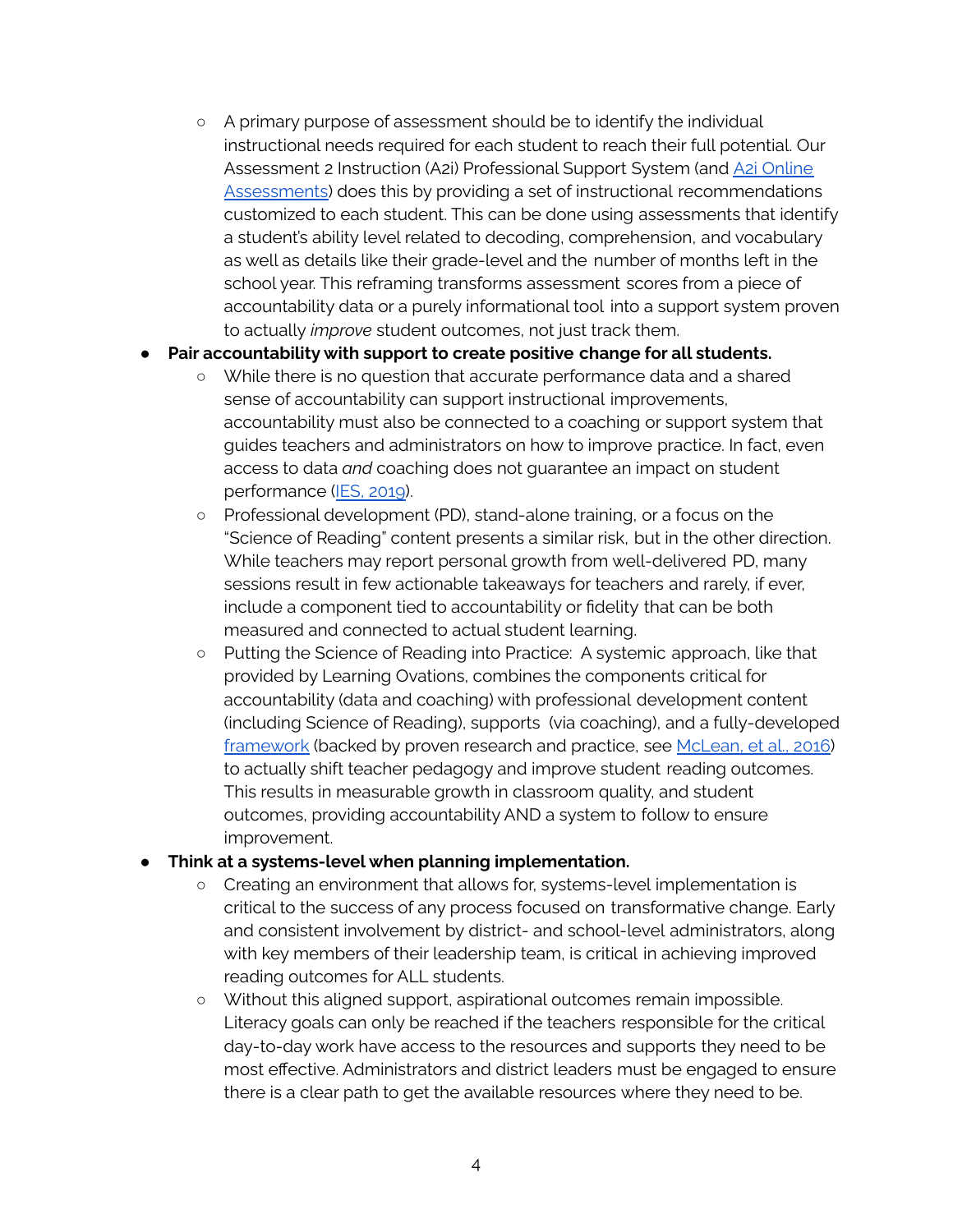- A primary purpose of assessment should be to identify the individual instructional needs required for each student to reach their full potential. Our Assessment 2 Instruction (A2i) Professional Support System (and [A2i Online Assessments]()) does this by providing a set of instructional recommendations customized to each student. This can be done using assessments that identify a student's ability level related to decoding, comprehension, and vocabulary as well as details like their grade-level and the number of months left in the school year. This reframing transforms assessment scores from a piece of accountability data or a purely informational tool into a support system proven to actually *improve* student outcomes, not just track them.

- **Pair accountability with support to create positive change for all students.**
    - While there is no question that accurate performance data and a shared sense of accountability can support instructional improvements, accountability must also be connected to a coaching or support system that guides teachers and administrators on how to improve practice. In fact, even access to data *and* coaching does not guarantee an impact on student performance ([IES, 2019]()).
    - Professional development (PD), stand-alone training, or a focus on the "Science of Reading" content presents a similar risk, but in the other direction. While teachers may report personal growth from well-delivered PD, many sessions result in few actionable takeaways for teachers and rarely, if ever, include a component tied to accountability or fidelity that can be both measured and connected to actual student learning.
    - Putting the Science of Reading into Practice: A systemic approach, like that provided by Learning Ovations, combines the components critical for accountability (data and coaching) with professional development content (including Science of Reading), supports (via coaching), and a fully-developed [framework]() (backed by proven research and practice, see [McLean, et al., 2016]()) to actually shift teacher pedagogy and improve student reading outcomes. This results in measurable growth in classroom quality, and student outcomes, providing accountability AND a system to follow to ensure improvement.

- **Think at a systems-level when planning implementation.**
    - Creating an environment that allows for, systems-level implementation is critical to the success of any process focused on transformative change. Early and consistent involvement by district- and school-level administrators, along with key members of their leadership team, is critical in achieving improved reading outcomes for ALL students.
    - Without this aligned support, aspirational outcomes remain impossible. Literacy goals can only be reached if the teachers responsible for the critical day-to-day work have access to the resources and supports they need to be most effective. Administrators and district leaders must be engaged to ensure there is a clear path to get the available resources where they need to be.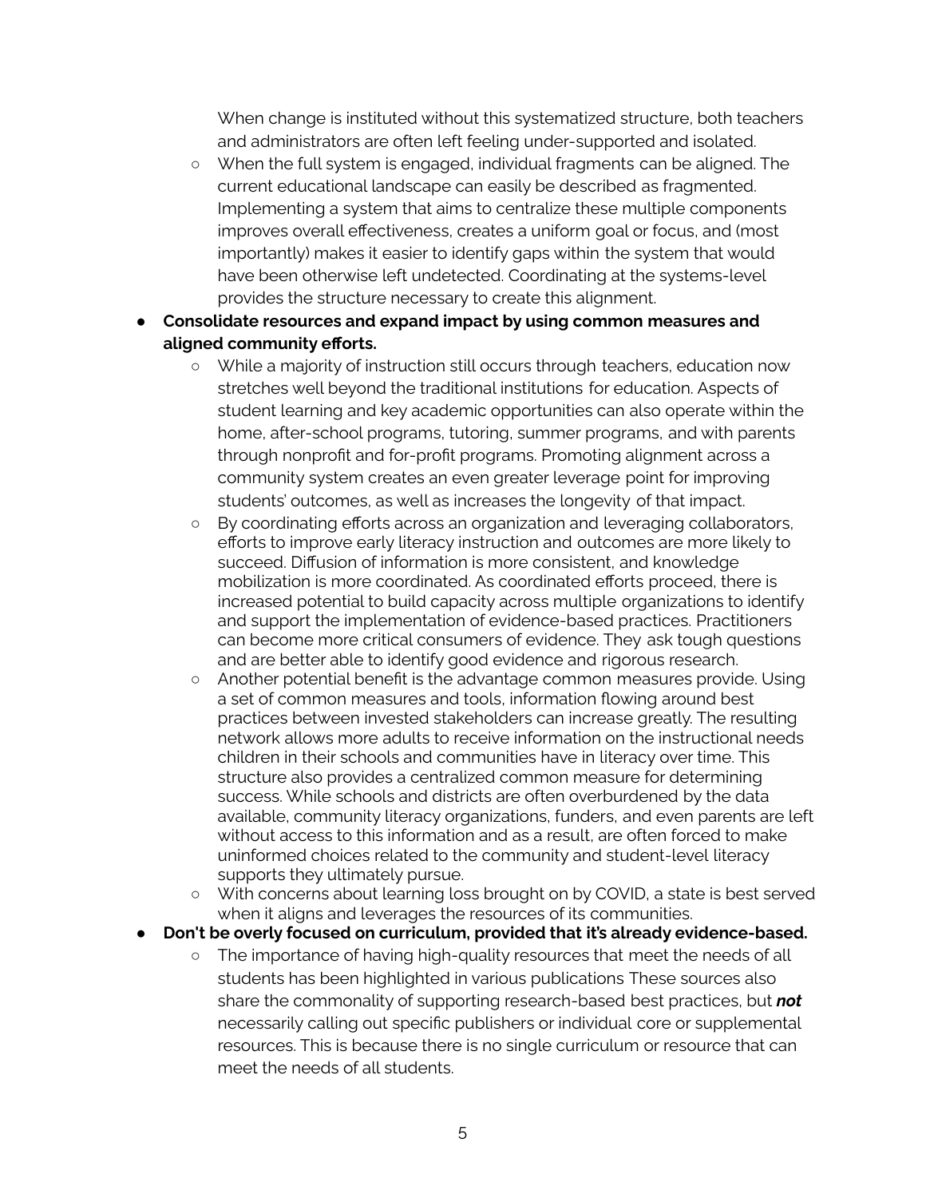When change is instituted without this systematized structure, both teachers and administrators are often left feeling under-supported and isolated.

- When the full system is engaged, individual fragments can be aligned. The current educational landscape can easily be described as fragmented. Implementing a system that aims to centralize these multiple components improves overall effectiveness, creates a uniform goal or focus, and (most importantly) makes it easier to identify gaps within the system that would have been otherwise left undetected. Coordinating at the systems-level provides the structure necessary to create this alignment.

- **Consolidate resources and expand impact by using common measures and aligned community efforts.**
  - While a majority of instruction still occurs through teachers, education now stretches well beyond the traditional institutions for education. Aspects of student learning and key academic opportunities can also operate within the home, after-school programs, tutoring, summer programs, and with parents through nonprofit and for-profit programs. Promoting alignment across a community system creates an even greater leverage point for improving students' outcomes, as well as increases the longevity of that impact.
  - By coordinating efforts across an organization and leveraging collaborators, efforts to improve early literacy instruction and outcomes are more likely to succeed. Diffusion of information is more consistent, and knowledge mobilization is more coordinated. As coordinated efforts proceed, there is increased potential to build capacity across multiple organizations to identify and support the implementation of evidence-based practices. Practitioners can become more critical consumers of evidence. They ask tough questions and are better able to identify good evidence and rigorous research.
  - Another potential benefit is the advantage common measures provide. Using a set of common measures and tools, information flowing around best practices between invested stakeholders can increase greatly. The resulting network allows more adults to receive information on the instructional needs children in their schools and communities have in literacy over time. This structure also provides a centralized common measure for determining success. While schools and districts are often overburdened by the data available, community literacy organizations, funders, and even parents are left without access to this information and as a result, are often forced to make uninformed choices related to the community and student-level literacy supports they ultimately pursue.
  - With concerns about learning loss brought on by COVID, a state is best served when it aligns and leverages the resources of its communities.

- **Don't be overly focused on curriculum, provided that it's already evidence-based.**
  - The importance of having high-quality resources that meet the needs of all students has been highlighted in various publications These sources also share the commonality of supporting research-based best practices, but ***not*** necessarily calling out specific publishers or individual core or supplemental resources. This is because there is no single curriculum or resource that can meet the needs of all students.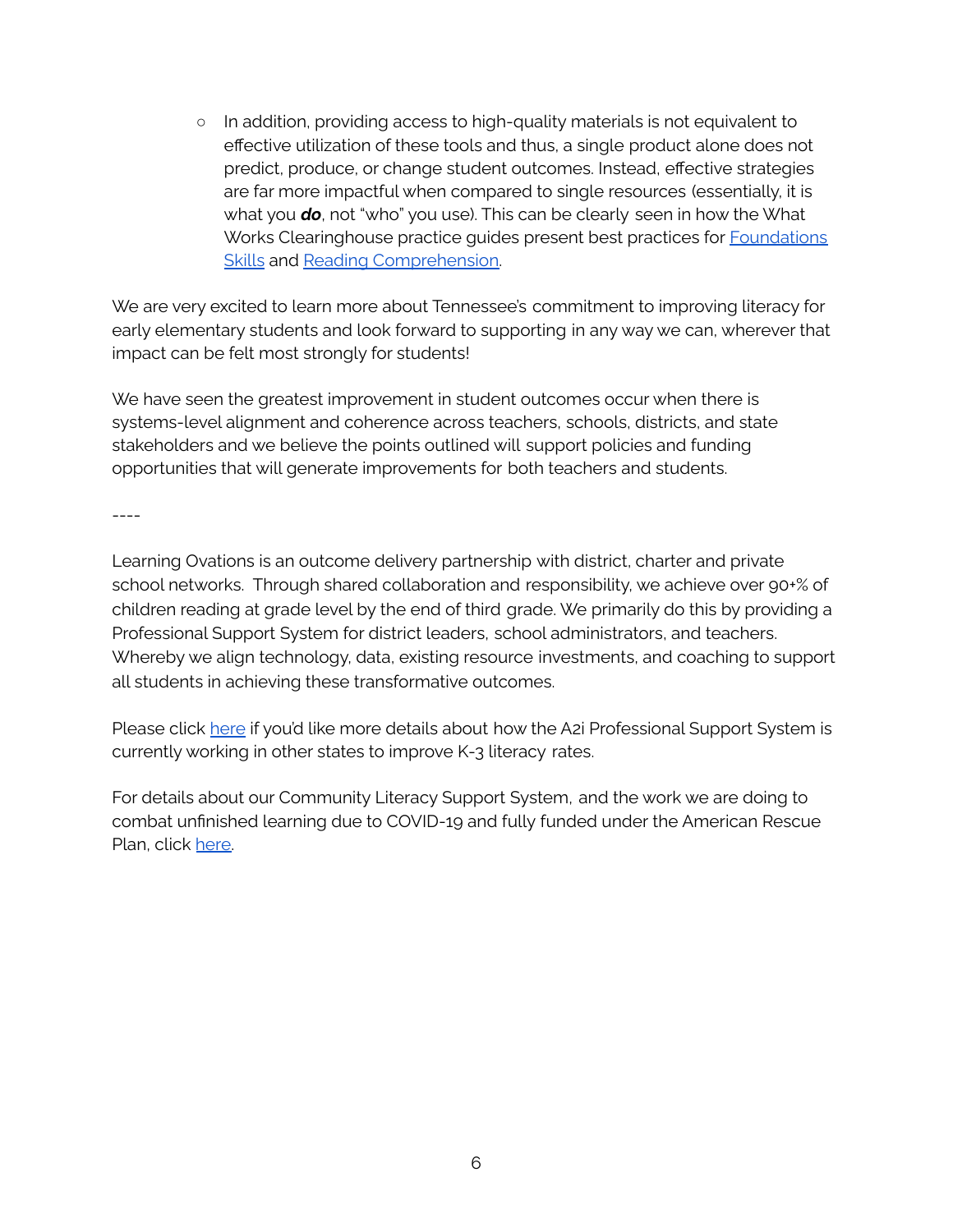- In addition, providing access to high-quality materials is not equivalent to effective utilization of these tools and thus, a single product alone does not predict, produce, or change student outcomes. Instead, effective strategies are far more impactful when compared to single resources (essentially, it is what you ***do***, not "who" you use). This can be clearly seen in how the What Works Clearinghouse practice guides present best practices for [Foundations Skills]() and [Reading Comprehension]().

We are very excited to learn more about Tennessee's commitment to improving literacy for early elementary students and look forward to supporting in any way we can, wherever that impact can be felt most strongly for students!

We have seen the greatest improvement in student outcomes occur when there is systems-level alignment and coherence across teachers, schools, districts, and state stakeholders and we believe the points outlined will support policies and funding opportunities that will generate improvements for both teachers and students.

----

Learning Ovations is an outcome delivery partnership with district, charter and private school networks. Through shared collaboration and responsibility, we achieve over 90+% of children reading at grade level by the end of third grade. We primarily do this by providing a Professional Support System for district leaders, school administrators, and teachers. Whereby we align technology, data, existing resource investments, and coaching to support all students in achieving these transformative outcomes.

Please click [here]() if you'd like more details about how the A2i Professional Support System is currently working in other states to improve K-3 literacy rates.

For details about our Community Literacy Support System, and the work we are doing to combat unfinished learning due to COVID-19 and fully funded under the American Rescue Plan, click [here]().